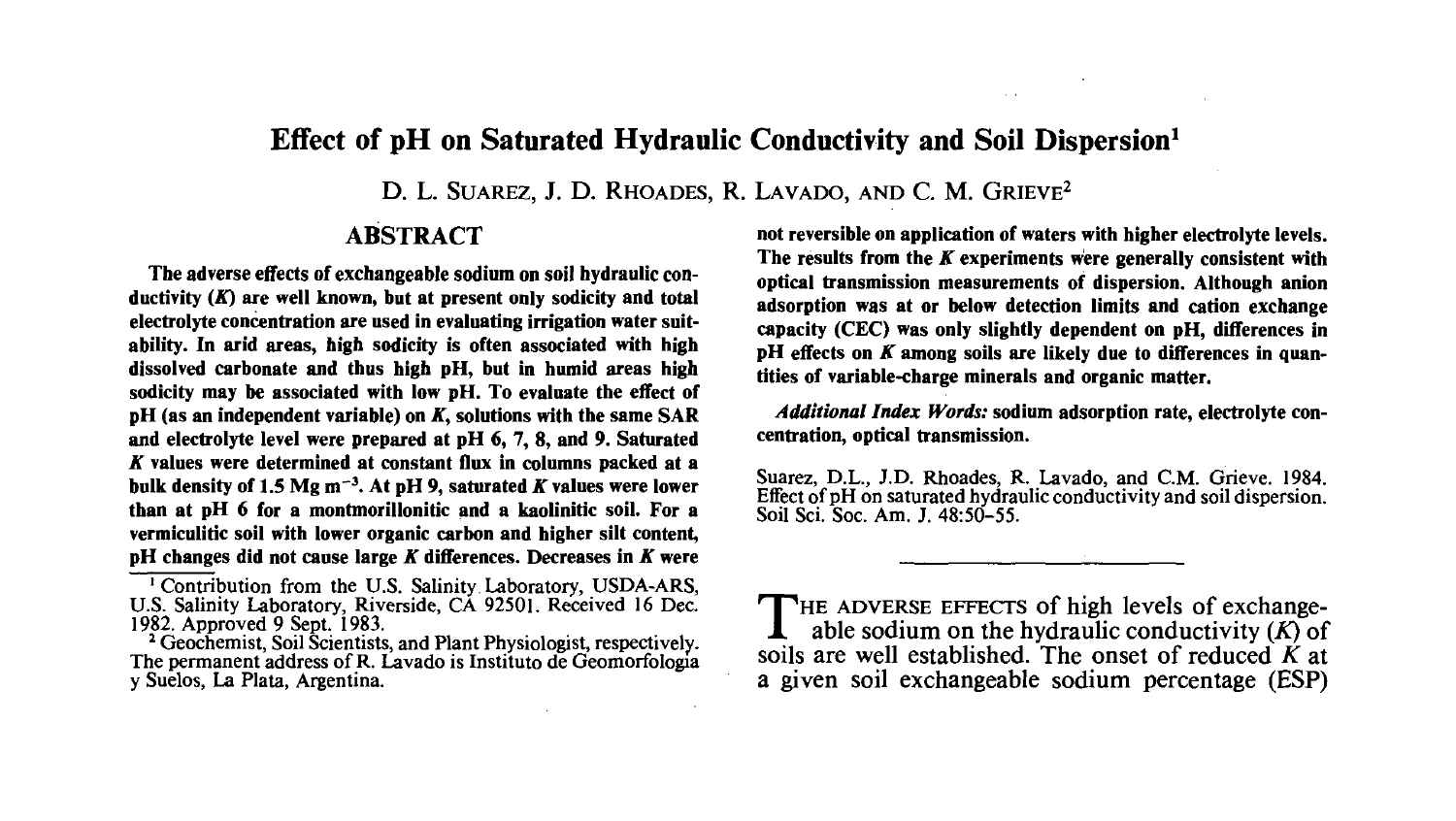# Effect of pH on Saturated Hydraulic Conductivity and Soil Dispersion[1]

D. L. SUAREZ, J. D. RHOADES, R. LAVADO, AND C. M. GRIEVE[2]

## ABSTRACT

**The adverse effects of exchangeable sodium on soil hydraulic conductivity (*K*) are well known, but at present only sodicity and total electrolyte concentration are used in evaluating irrigation water suitability. In arid areas, high sodicity is often associated with high dissolved carbonate and thus high pH, but in humid areas high sodicity may be associated with low pH. To evaluate the effect of pH (as an independent variable) on *K*, solutions with the same SAR and electrolyte level were prepared at pH 6, 7, 8, and 9. Saturated *K* values were determined at constant flux in columns packed at a bulk density of 1.5 Mg $m^{-3}$. At pH 9, saturated *K* values were lower than at pH 6 for a montmorillonitic and a kaolinitic soil. For a vermiculitic soil with lower organic carbon and higher silt content, pH changes did not cause large *K* differences. Decreases in *K* were not reversible on application of waters with higher electrolyte levels. The results from the *K* experiments were generally consistent with optical transmission measurements of dispersion. Although anion adsorption was at or below detection limits and cation exchange capacity (CEC) was only slightly dependent on pH, differences in pH effects on *K* among soils are likely due to differences in quantities of variable-charge minerals and organic matter.**

***Additional Index Words:*** **sodium adsorption rate, electrolyte concentration, optical transmission.**

Suarez, D.L., J.D. Rhoades, R. Lavado, and C.M. Grieve. 1984. Effect of pH on saturated hydraulic conductivity and soil dispersion. Soil Sci. Soc. Am. J. 48:50–55.

---

[1] Contribution from the U.S. Salinity Laboratory, USDA-ARS, U.S. Salinity Laboratory, Riverside, CA 92501. Received 16 Dec. 1982. Approved 9 Sept. 1983.

[2] Geochemist, Soil Scientists, and Plant Physiologist, respectively. The permanent address of R. Lavado is Instituto de Geomorfologia y Suelos, La Plata, Argentina.

---

THE ADVERSE EFFECTS of high levels of exchangeable sodium on the hydraulic conductivity (*K*) of soils are well established. The onset of reduced *K* at a given soil exchangeable sodium percentage (ESP)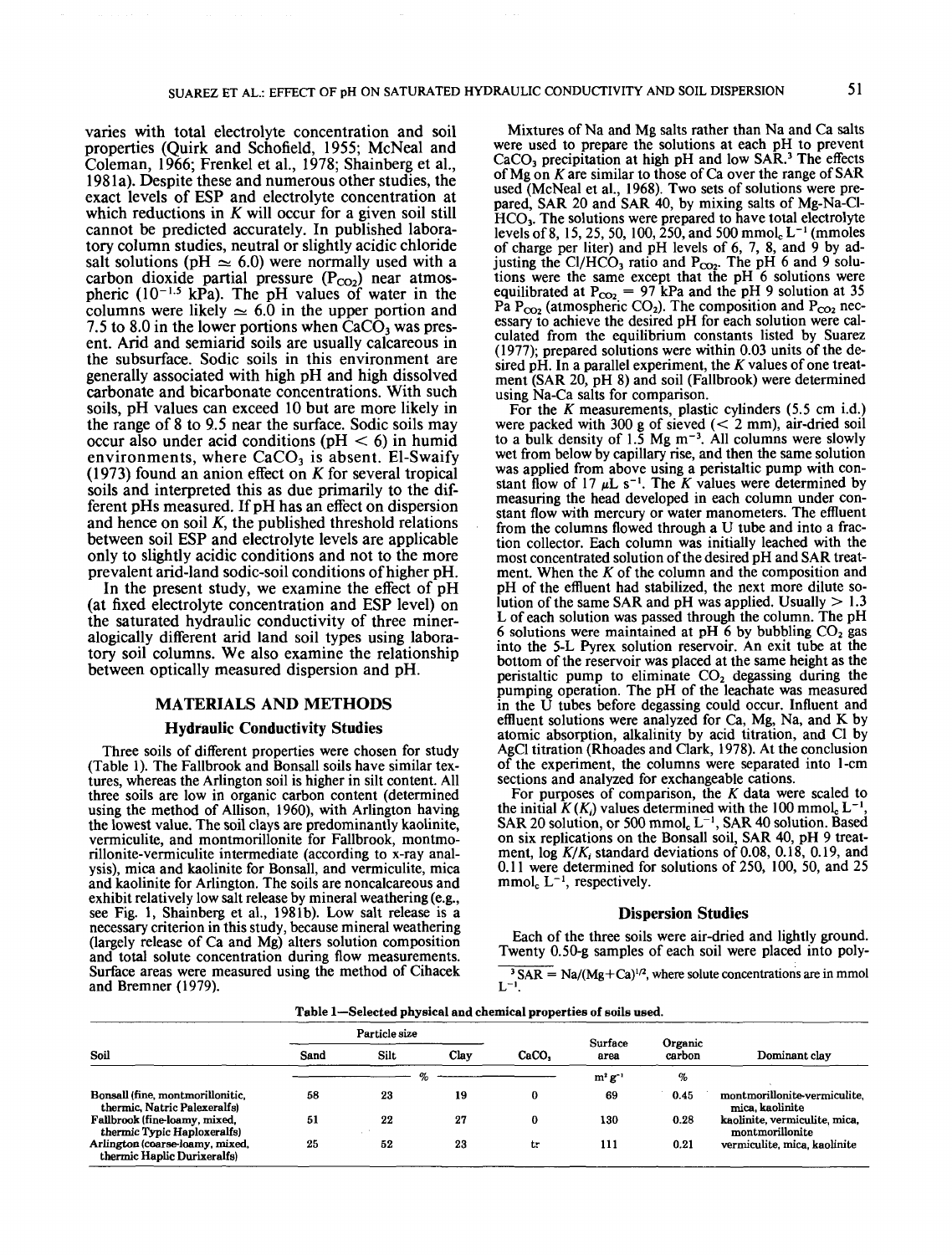varies with total electrolyte concentration and soil properties (Quirk and Schofield, 1955; McNeal and Coleman, 1966; Frenkel et al., 1978; Shainberg et al., 1981a). Despite these and numerous other studies, the exact levels of ESP and electrolyte concentration at which reductions in $K$ will occur for a given soil still cannot be predicted accurately. In published laboratory column studies, neutral or slightly acidic chloride salt solutions (pH $\simeq$ 6.0) were normally used with a carbon dioxide partial pressure ($P_{CO_2}$) near atmospheric ($10^{-1.5}$ kPa). The pH values of water in the columns were likely $\simeq$ 6.0 in the upper portion and 7.5 to 8.0 in the lower portions when $CaCO_3$ was present. Arid and semiarid soils are usually calcareous in the subsurface. Sodic soils in this environment are generally associated with high pH and high dissolved carbonate and bicarbonate concentrations. With such soils, pH values can exceed 10 but are more likely in the range of 8 to 9.5 near the surface. Sodic soils may occur also under acid conditions (pH < 6) in humid environments, where $CaCO_3$ is absent. El-Swaify (1973) found an anion effect on $K$ for several tropical soils and interpreted this as due primarily to the different pHs measured. If pH has an effect on dispersion and hence on soil $K$, the published threshold relations between soil ESP and electrolyte levels are applicable only to slightly acidic conditions and not to the more prevalent arid-land sodic-soil conditions of higher pH.

In the present study, we examine the effect of pH (at fixed electrolyte concentration and ESP level) on the saturated hydraulic conductivity of three mineralogically different arid land soil types using laboratory soil columns. We also examine the relationship between optically measured dispersion and pH.

## MATERIALS AND METHODS

### Hydraulic Conductivity Studies

Three soils of different properties were chosen for study (Table 1). The Fallbrook and Bonsall soils have similar textures, whereas the Arlington soil is higher in silt content. All three soils are low in organic carbon content (determined using the method of Allison, 1960), with Arlington having the lowest value. The soil clays are predominantly kaolinite, vermiculite, and montmorillonite for Fallbrook, montmorillonite-vermiculite intermediate (according to x-ray analysis), mica and kaolinite for Bonsall, and vermiculite, mica and kaolinite for Arlington. The soils are noncalcareous and exhibit relatively low salt release by mineral weathering (e.g., see Fig. 1, Shainberg et al., 1981b). Low salt release is a necessary criterion in this study, because mineral weathering (largely release of Ca and Mg) alters solution composition and total solute concentration during flow measurements. Surface areas were measured using the method of Cihacek and Bremner (1979).

Mixtures of Na and Mg salts rather than Na and Ca salts were used to prepare the solutions at each pH to prevent $CaCO_3$ precipitation at high pH and low SAR.[3] The effects of Mg on $K$ are similar to those of Ca over the range of SAR used (McNeal et al., 1968). Two sets of solutions were prepared, SAR 20 and SAR 40, by mixing salts of Mg-Na-Cl-$HCO_3$. The solutions were prepared to have total electrolyte levels of 8, 15, 25, 50, 100, 250, and 500 mmol$_c$ L$^{-1}$ (mmoles of charge per liter) and pH levels of 6, 7, 8, and 9 by adjusting the Cl/$HCO_3$ ratio and $P_{CO_2}$. The pH 6 and 9 solutions were the same except that the pH 6 solutions were equilibrated at $P_{CO_2}$ = 97 kPa and the pH 9 solution at 35 Pa $P_{CO_2}$ (atmospheric $CO_2$). The composition and $P_{CO_2}$ necessary to achieve the desired pH for each solution were calculated from the equilibrium constants listed by Suarez (1977); prepared solutions were within 0.03 units of the desired pH. In a parallel experiment, the $K$ values of one treatment (SAR 20, pH 8) and soil (Fallbrook) were determined using Na-Ca salts for comparison.

For the $K$ measurements, plastic cylinders (5.5 cm i.d.) were packed with 300 g of sieved (< 2 mm), air-dried soil to a bulk density of 1.5 Mg m$^{-3}$. All columns were slowly wet from below by capillary rise, and then the same solution was applied from above using a peristaltic pump with constant flow of 17 $\mu$L s$^{-1}$. The $K$ values were determined by measuring the head developed in each column under constant flow with mercury or water manometers. The effluent from the columns flowed through a U tube and into a fraction collector. Each column was initially leached with the most concentrated solution of the desired pH and SAR treatment. When the $K$ of the column and the composition and pH of the effluent had stabilized, the next more dilute solution of the same SAR and pH was applied. Usually > 1.3 L of each solution was passed through the column. The pH 6 solutions were maintained at pH 6 by bubbling $CO_2$ gas into the 5-L Pyrex solution reservoir. An exit tube at the bottom of the reservoir was placed at the same height as the peristaltic pump to eliminate $CO_2$ degassing during the pumping operation. The pH of the leachate was measured in the U tubes before degassing could occur. Influent and effluent solutions were analyzed for Ca, Mg, Na, and K by atomic absorption, alkalinity by acid titration, and Cl by AgCl titration (Rhoades and Clark, 1978). At the conclusion of the experiment, the columns were separated into 1-cm sections and analyzed for exchangeable cations.

For purposes of comparison, the $K$ data were scaled to the initial $K$ ($K_i$) values determined with the 100 mmol$_c$ L$^{-1}$, SAR 20 solution, or 500 mmol$_c$ L$^{-1}$, SAR 40 solution. Based on six replications on the Bonsall soil, SAR 40, pH 9 treatment, log $K/K_i$ standard deviations of 0.08, 0.18, 0.19, and 0.11 were determined for solutions of 250, 100, 50, and 25 mmol$_c$ L$^{-1}$, respectively.

### Dispersion Studies

Each of the three soils were air-dried and lightly ground. Twenty 0.50-g samples of each soil were placed into poly-

[3] SAR = Na/(Mg+Ca)$^{1/2}$, where solute concentrations are in mmol L$^{-1}$.

Table 1—Selected physical and chemical properties of soils used.

| Soil | Particle size | | | $CaCO_3$ | Surface area | Organic carbon | Dominant clay |
|---|---|---|---|---|---|---|---|
| | Sand | Silt | Clay | | | | |
| | % | | | | m$^2$ g$^{-1$} | % | |
| Bonsall (fine, montmorillonitic, thermic, Natric Palexeralfs) | 58 | 23 | 19 | 0 | 69 | 0.45 | montmorillonite-vermiculite, mica, kaolinite |
| Fallbrook (fine-loamy, mixed, thermic Typic Haploxeralfs) | 51 | 22 | 27 | 0 | 130 | 0.28 | kaolinite, vermiculite, mica, montmorillonite |
| Arlington (coarse-loamy, mixed, thermic Haplic Durixeralfs) | 25 | 52 | 23 | tr | 111 | 0.21 | vermiculite, mica, kaolinite |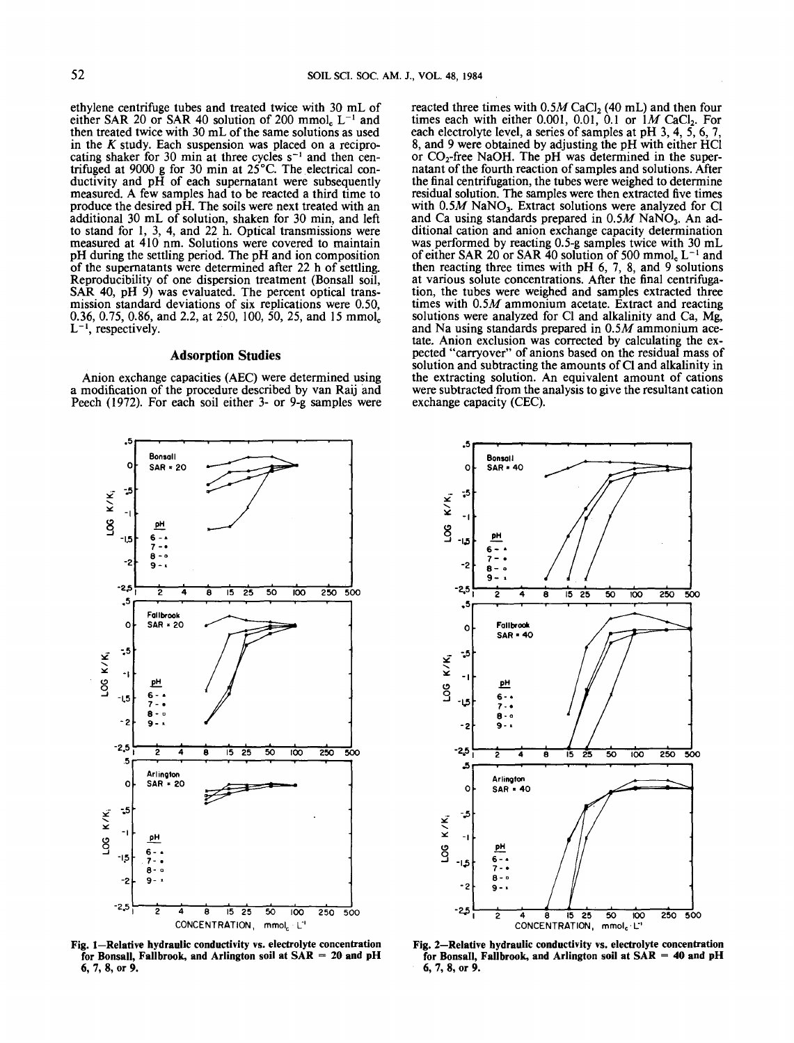ethylene centrifuge tubes and treated twice with 30 mL of either SAR 20 or SAR 40 solution of 200 mmol$_c$ L$^{-1}$ and then treated twice with 30 mL of the same solutions as used in the *K* study. Each suspension was placed on a reciprocating shaker for 30 min at three cycles s$^{-1}$ and then centrifuged at 9000 g for 30 min at 25°C. The electrical conductivity and pH of each supernatant were subsequently measured. A few samples had to be reacted a third time to produce the desired pH. The soils were next treated with an additional 30 mL of solution, shaken for 30 min, and left to stand for 1, 3, 4, and 22 h. Optical transmissions were measured at 410 nm. Solutions were covered to maintain pH during the settling period. The pH and ion composition of the supernatants were determined after 22 h of settling. Reproducibility of one dispersion treatment (Bonsall soil, SAR 40, pH 9) was evaluated. The percent optical transmission standard deviations of six replications were 0.50, 0.36, 0.75, 0.86, and 2.2, at 250, 100, 50, 25, and 15 mmol$_c$ L$^{-1}$, respectively.

## Adsorption Studies

Anion exchange capacities (AEC) were determined using a modification of the procedure described by van Raij and Peech (1972). For each soil either 3- or 9-g samples were reacted three times with 0.5*M* $CaCl_2$ (40 mL) and then four times each with either 0.001, 0.01, 0.1 or 1*M* $CaCl_2$. For each electrolyte level, a series of samples at pH 3, 4, 5, 6, 7, 8, and 9 were obtained by adjusting the pH with either HCl or $CO_2$-free NaOH. The pH was determined in the supernatant of the fourth reaction of samples and solutions. After the final centrifugation, the tubes were weighed to determine residual solution. The samples were then extracted five times with 0.5*M* $NaNO_3$. Extract solutions were analyzed for Cl and Ca using standards prepared in 0.5*M* $NaNO_3$. An additional cation and anion exchange capacity determination was performed by reacting 0.5-g samples twice with 30 mL of either SAR 20 or SAR 40 solution of 500 mmol$_c$ L$^{-1}$ and then reacting three times with pH 6, 7, 8, and 9 solutions at various solute concentrations. After the final centrifugation, the tubes were weighed and samples extracted three times with 0.5*M* ammonium acetate. Extract and reacting solutions were analyzed for Cl and alkalinity and Ca, Mg, and Na using standards prepared in 0.5*M* ammonium acetate. Anion exclusion was corrected by calculating the expected "carryover" of anions based on the residual mass of solution and subtracting the amounts of Cl and alkalinity in the extracting solution. An equivalent amount of cations were subtracted from the analysis to give the resultant cation exchange capacity (CEC).

**Fig. 1—Relative hydraulic conductivity vs. electrolyte concentration for Bonsall, Fallbrook, and Arlington soil at SAR = 20 and pH 6, 7, 8, or 9.**

**Fig. 2—Relative hydraulic conductivity vs. electrolyte concentration for Bonsall, Fallbrook, and Arlington soil at SAR = 40 and pH 6, 7, 8, or 9.**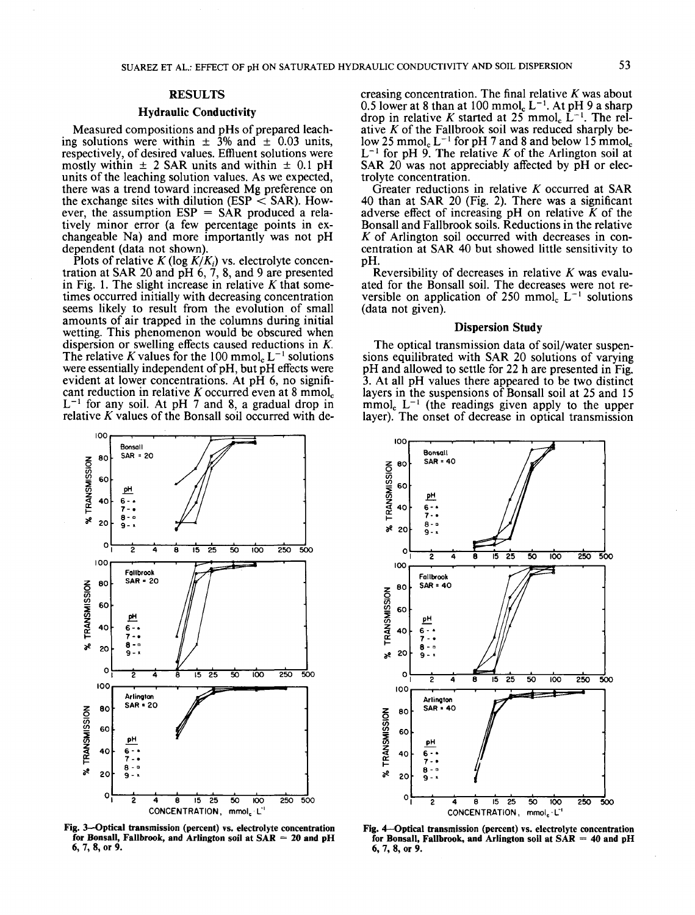## RESULTS

### Hydraulic Conductivity

Measured compositions and pHs of prepared leaching solutions were within ± 3% and ± 0.03 units, respectively, of desired values. Effluent solutions were mostly within ± 2 SAR units and within ± 0.1 pH units of the leaching solution values. As we expected, there was a trend toward increased Mg preference on the exchange sites with dilution (ESP < SAR). However, the assumption ESP = SAR produced a relatively minor error (a few percentage points in exchangeable Na) and more importantly was not pH dependent (data not shown).

Plots of relative *K* ($\log K/K_i$) vs. electrolyte concentration at SAR 20 and pH 6, 7, 8, and 9 are presented in Fig. 1. The slight increase in relative *K* that sometimes occurred initially with decreasing concentration seems likely to result from the evolution of small amounts of air trapped in the columns during initial wetting. This phenomenon would be obscured when dispersion or swelling effects caused reductions in *K*. The relative *K* values for the 100 mmol$_c$ L$^{-1}$ solutions were essentially independent of pH, but pH effects were evident at lower concentrations. At pH 6, no significant reduction in relative *K* occurred even at 8 mmol$_c$ L$^{-1}$ for any soil. At pH 7 and 8, a gradual drop in relative *K* values of the Bonsall soil occurred with decreasing concentration. The final relative *K* was about 0.5 lower at 8 than at 100 mmol$_c$ L$^{-1}$. At pH 9 a sharp drop in relative *K* started at 25 mmol$_c$ L$^{-1}$. The relative *K* of the Fallbrook soil was reduced sharply below 25 mmol$_c$ L$^{-1}$ for pH 7 and 8 and below 15 mmol$_c$ L$^{-1}$ for pH 9. The relative *K* of the Arlington soil at SAR 20 was not appreciably affected by pH or electrolyte concentration.

Greater reductions in relative *K* occurred at SAR 40 than at SAR 20 (Fig. 2). There was a significant adverse effect of increasing pH on relative *K* of the Bonsall and Fallbrook soils. Reductions in the relative *K* of Arlington soil occurred with decreases in concentration at SAR 40 but showed little sensitivity to pH.

Reversibility of decreases in relative *K* was evaluated for the Bonsall soil. The decreases were not reversible on application of 250 mmol$_c$ L$^{-1}$ solutions (data not given).

### Dispersion Study

The optical transmission data of soil/water suspensions equilibrated with SAR 20 solutions of varying pH and allowed to settle for 22 h are presented in Fig. 3. At all pH values there appeared to be two distinct layers in the suspensions of Bonsall soil at 25 and 15 mmol$_c$ L$^{-1}$ (the readings given apply to the upper layer). The onset of decrease in optical transmission

**Fig. 3—Optical transmission (percent) vs. electrolyte concentration for Bonsall, Fallbrook, and Arlington soil at SAR = 20 and pH 6, 7, 8, or 9.**

**Fig. 4—Optical transmission (percent) vs. electrolyte concentration for Bonsall, Fallbrook, and Arlington soil at SAR = 40 and pH 6, 7, 8, or 9.**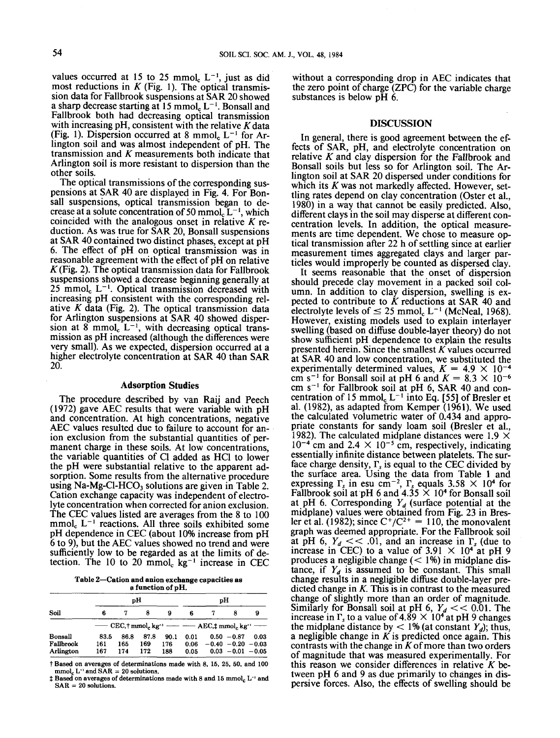values occurred at 15 to 25 mmol$_c$ L$^{-1}$, just as did most reductions in $K$ (Fig. 1). The optical transmission data for Fallbrook suspensions at SAR 20 showed a sharp decrease starting at 15 mmol$_c$ L$^{-1}$. Bonsall and Fallbrook both had decreasing optical transmission with increasing pH, consistent with the relative $K$ data (Fig. 1). Dispersion occurred at 8 mmol$_c$ L$^{-1}$ for Arlington soil and was almost independent of pH. The transmission and $K$ measurements both indicate that Arlington soil is more resistant to dispersion than the other soils.

The optical transmissions of the corresponding suspensions at SAR 40 are displayed in Fig. 4. For Bonsall suspensions, optical transmission began to decrease at a solute concentration of 50 mmol$_c$ L$^{-1}$, which coincided with the analogous onset in relative $K$ reduction. As was true for SAR 20, Bonsall suspensions at SAR 40 contained two distinct phases, except at pH 6. The effect of pH on optical transmission was in reasonable agreement with the effect of pH on relative $K$ (Fig. 2). The optical transmission data for Fallbrook suspensions showed a decrease beginning generally at 25 mmol$_c$ L$^{-1}$. Optical transmission decreased with increasing pH consistent with the corresponding relative $K$ data (Fig. 2). The optical transmission data for Arlington suspensions at SAR 40 showed dispersion at 8 mmol$_c$ L$^{-1}$, with decreasing optical transmission as pH increased (although the differences were very small). As we expected, dispersion occurred at a higher electrolyte concentration at SAR 40 than SAR 20.

### Adsorption Studies

The procedure described by van Raij and Peech (1972) gave AEC results that were variable with pH and concentration. At high concentrations, negative AEC values resulted due to failure to account for anion exclusion from the substantial quantities of permanent charge in these soils. At low concentrations, the variable quantities of Cl added as HCl to lower the pH were substantial relative to the apparent adsorption. Some results from the alternative procedure using Na-Mg-Cl-HCO$_3$ solutions are given in Table 2. Cation exchange capacity was independent of electrolyte concentration when corrected for anion exclusion. The CEC values listed are averages from the 8 to 100 mmol$_c$ L$^{-1}$ reactions. All three soils exhibited some pH dependence in CEC (about 10% increase from pH 6 to 9), but the AEC values showed no trend and were sufficiently low to be regarded as at the limits of detection. The 10 to 20 mmol$_c$ kg$^{-1}$ increase in CEC without a corresponding drop in AEC indicates that the zero point of charge (ZPC) for the variable charge substances is below pH 6.

Table 2—Cation and anion exchange capacities as a function of pH.

| Soil | pH | | | | pH | | | |
|---|---|---|---|---|---|---|---|---|
| | 6 | 7 | 8 | 9 | 6 | 7 | 8 | 9 |
| | CEC,† mmol$_c$ kg$^{-1}$ | | | | AEC,‡ mmol$_c$ kg$^{-1}$ | | | |
| Bonsall | 83.5 | 86.8 | 87.8 | 90.1 | 0.01 | 0.50 | −0.87 | 0.03 |
| Fallbrook | 161 | 165 | 169 | 176 | 0.06 | −0.40 | −0.20 | −0.03 |
| Arlington | 167 | 174 | 172 | 188 | 0.05 | 0.03 | −0.01 | −0.05 |

† Based on averages of determinations made with 8, 15, 25, 50, and 100 mmol$_c$ L$^{-1}$ and SAR = 20 solutions.
‡ Based on averages of determinations made with 8 and 15 mmol$_c$ L$^{-1}$ and SAR = 20 solutions.

## DISCUSSION

In general, there is good agreement between the effects of SAR, pH, and electrolyte concentration on relative $K$ and clay dispersion for the Fallbrook and Bonsall soils but less so for Arlington soil. The Arlington soil at SAR 20 dispersed under conditions for which its $K$ was not markedly affected. However, settling rates depend on clay concentration (Oster et al., 1980) in a way that cannot be easily predicted. Also, different clays in the soil may disperse at different concentration levels. In addition, the optical measurements are time dependent. We chose to measure optical transmission after 22 h of settling since at earlier measurement times aggregated clays and larger particles would improperly be counted as dispersed clay.

It seems reasonable that the onset of dispersion should precede clay movement in a packed soil column. In addition to clay dispersion, swelling is expected to contribute to $K$ reductions at SAR 40 and electrolyte levels of $\leq$ 25 mmol$_c$ L$^{-1}$ (McNeal, 1968). However, existing models used to explain interlayer swelling (based on diffuse double-layer theory) do not show sufficient pH dependence to explain the results presented herein. Since the smallest $K$ values occurred at SAR 40 and low concentration, we substituted the experimentally determined values, $K = 4.9 \times 10^{-4}$ cm s$^{-1}$ for Bonsall soil at pH 6 and $K = 8.3 \times 10^{-6}$ cm s$^{-1}$ for Fallbrook soil at pH 6, SAR 40 and concentration of 15 mmol$_c$ L$^{-1}$ into Eq. [55] of Bresler et al. (1982), as adapted from Kemper (1961). We used the calculated volumetric water of 0.434 and appropriate constants for sandy loam soil (Bresler et al., 1982). The calculated midplane distances were $1.9 \times 10^{-4}$ cm and $2.4 \times 10^{-5}$ cm, respectively, indicating essentially infinite distance between platelets. The surface charge density, $\Gamma_s$ is equal to the CEC divided by the surface area. Using the data from Table 1 and expressing $\Gamma_s$ in esu cm$^{-2}$, $\Gamma_s$ equals $3.58 \times 10^4$ for Fallbrook soil at pH 6 and $4.35 \times 10^4$ for Bonsall soil at pH 6. Corresponding $Y_d$ (surface potential at the midplane) values were obtained from Fig. 23 in Bresler et al. (1982); since $C^+/C^{2+} = 110$, the monovalent graph was deemed appropriate. For the Fallbrook soil at pH 6, $Y_d << .01$, and an increase in $\Gamma_s$ (due to increase in CEC) to a value of $3.91 \times 10^4$ at pH 9 produces a negligible change (< 1%) in midplane distance, if $Y_d$ is assumed to be constant. This small change results in a negligible diffuse double-layer predicted change in $K$. This is in contrast to the measured change of slightly more than an order of magnitude. Similarly for Bonsall soil at pH 6, $Y_d << 0.01$. The increase in $\Gamma_s$ to a value of $4.89 \times 10^4$ at pH 9 changes the midplane distance by < 1% (at constant $Y_d$); thus, a negligible change in $K$ is predicted once again. This contrasts with the change in $K$ of more than two orders of magnitude that was measured experimentally. For this reason we consider differences in relative $K$ between pH 6 and 9 as due primarily to changes in dispersive forces. Also, the effects of swelling should be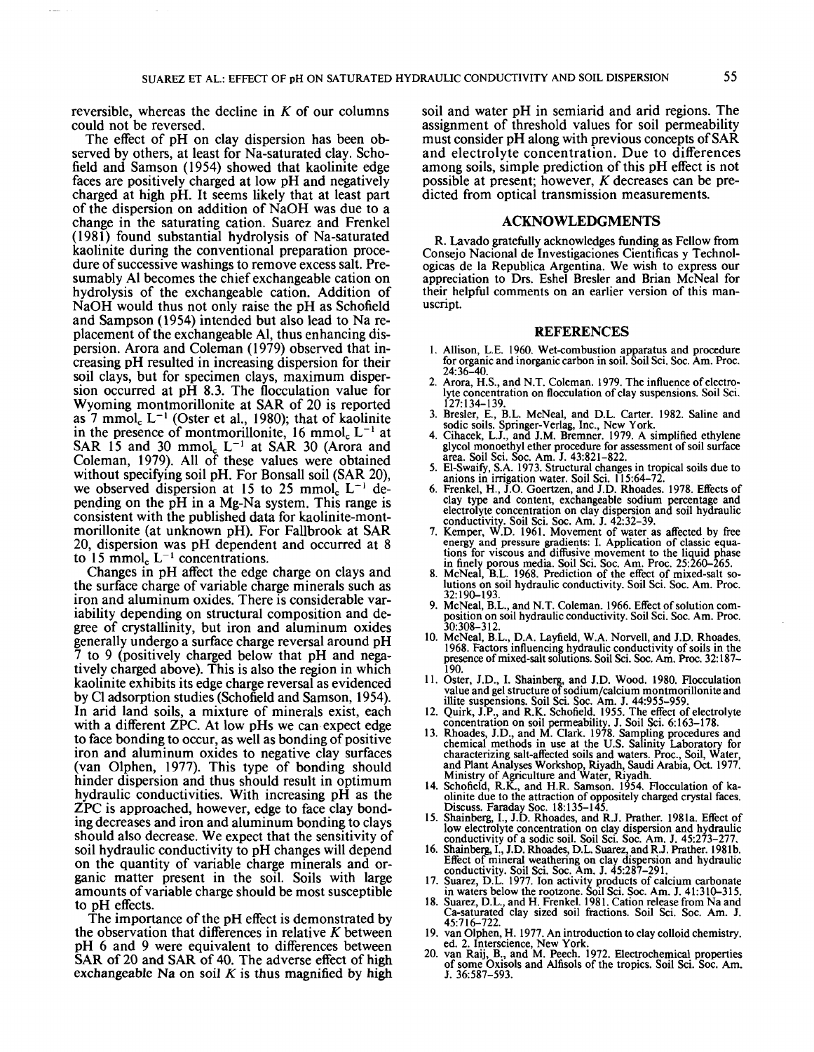reversible, whereas the decline in $K$ of our columns could not be reversed.

The effect of pH on clay dispersion has been observed by others, at least for Na-saturated clay. Schofield and Samson (1954) showed that kaolinite edge faces are positively charged at low pH and negatively charged at high pH. It seems likely that at least part of the dispersion on addition of NaOH was due to a change in the saturating cation. Suarez and Frenkel (1981) found substantial hydrolysis of Na-saturated kaolinite during the conventional preparation procedure of successive washings to remove excess salt. Presumably Al becomes the chief exchangeable cation on hydrolysis of the exchangeable cation. Addition of NaOH would thus not only raise the pH as Schofield and Sampson (1954) intended but also lead to Na replacement of the exchangeable Al, thus enhancing dispersion. Arora and Coleman (1979) observed that increasing pH resulted in increasing dispersion for their soil clays, but for specimen clays, maximum dispersion occurred at pH 8.3. The flocculation value for Wyoming montmorillonite at SAR of 20 is reported as 7 mmol$_c$ L$^{-1}$ (Oster et al., 1980); that of kaolinite in the presence of montmorillonite, 16 mmol$_c$ L$^{-1}$ at SAR 15 and 30 mmol$_c$ L$^{-1}$ at SAR 30 (Arora and Coleman, 1979). All of these values were obtained without specifying soil pH. For Bonsall soil (SAR 20), we observed dispersion at 15 to 25 mmol$_c$ L$^{-1}$ depending on the pH in a Mg-Na system. This range is consistent with the published data for kaolinite-montmorillonite (at unknown pH). For Fallbrook at SAR 20, dispersion was pH dependent and occurred at 8 to 15 mmol$_c$ L$^{-1}$ concentrations.

Changes in pH affect the edge charge on clays and the surface charge of variable charge minerals such as iron and aluminum oxides. There is considerable variability depending on structural composition and degree of crystallinity, but iron and aluminum oxides generally undergo a surface charge reversal around pH 7 to 9 (positively charged below that pH and negatively charged above). This is also the region in which kaolinite exhibits its edge charge reversal as evidenced by Cl adsorption studies (Schofield and Samson, 1954). In arid land soils, a mixture of minerals exist, each with a different ZPC. At low pHs we can expect edge to face bonding to occur, as well as bonding of positive iron and aluminum oxides to negative clay surfaces (van Olphen, 1977). This type of bonding should hinder dispersion and thus should result in optimum hydraulic conductivities. With increasing pH as the ZPC is approached, however, edge to face clay bonding decreases and iron and aluminum bonding to clays should also decrease. We expect that the sensitivity of soil hydraulic conductivity to pH changes will depend on the quantity of variable charge minerals and organic matter present in the soil. Soils with large amounts of variable charge should be most susceptible to pH effects.

The importance of the pH effect is demonstrated by the observation that differences in relative $K$ between pH 6 and 9 were equivalent to differences between SAR of 20 and SAR of 40. The adverse effect of high exchangeable Na on soil $K$ is thus magnified by high soil and water pH in semiarid and arid regions. The assignment of threshold values for soil permeability must consider pH along with previous concepts of SAR and electrolyte concentration. Due to differences among soils, simple prediction of this pH effect is not possible at present; however, $K$ decreases can be predicted from optical transmission measurements.

## ACKNOWLEDGMENTS

R. Lavado gratefully acknowledges funding as Fellow from Consejo Nacional de Investigaciones Cientificas y Technologicas de la Republica Argentina. We wish to express our appreciation to Drs. Eshel Bresler and Brian McNeal for their helpful comments on an earlier version of this manuscript.

## REFERENCES

1. Allison, L.E. 1960. Wet-combustion apparatus and procedure for organic and inorganic carbon in soil. Soil Sci. Soc. Am. Proc. 24:36–40.
2. Arora, H.S., and N.T. Coleman. 1979. The influence of electrolyte concentration on flocculation of clay suspensions. Soil Sci. 127:134–139.
3. Bresler, E., B.L. McNeal, and D.L. Carter. 1982. Saline and sodic soils. Springer-Verlag, Inc., New York.
4. Cihacek, L.J., and J.M. Bremner. 1979. A simplified ethylene glycol monoethyl ether procedure for assessment of soil surface area. Soil Sci. Soc. Am. J. 43:821–822.
5. El-Swaify, S.A. 1973. Structural changes in tropical soils due to anions in irrigation water. Soil Sci. 115:64–72.
6. Frenkel, H., J.O. Goertzen, and J.D. Rhoades. 1978. Effects of clay type and content, exchangeable sodium percentage and electrolyte concentration on clay dispersion and soil hydraulic conductivity. Soil Sci. Soc. Am. J. 42:32–39.
7. Kemper, W.D. 1961. Movement of water as affected by free energy and pressure gradients: I. Application of classic equations for viscous and diffusive movement to the liquid phase in finely porous media. Soil Sci. Soc. Am. Proc. 25:260–265.
8. McNeal, B.L. 1968. Prediction of the effect of mixed-salt solutions on soil hydraulic conductivity. Soil Sci. Soc. Am. Proc. 32:190–193.
9. McNeal, B.L., and N.T. Coleman. 1966. Effect of solution composition on soil hydraulic conductivity. Soil Sci. Soc. Am. Proc. 30:308–312.
10. McNeal, B.L., D.A. Layfield, W.A. Norvell, and J.D. Rhoades. 1968. Factors influencing hydraulic conductivity of soils in the presence of mixed-salt solutions. Soil Sci. Soc. Am. Proc. 32:187–190.
11. Oster, J.D., I. Shainberg, and J.D. Wood. 1980. Flocculation value and gel structure of sodium/calcium montmorillonite and illite suspensions. Soil Sci. Soc. Am. J. 44:955–959.
12. Quirk, J.P., and R.K. Schofield. 1955. The effect of electrolyte concentration on soil permeability. J. Soil Sci. 6:163–178.
13. Rhoades, J.D., and M. Clark. 1978. Sampling procedures and chemical methods in use at the U.S. Salinity Laboratory for characterizing salt-affected soils and waters. Proc., Soil, Water, and Plant Analyses Workshop, Riyadh, Saudi Arabia, Oct. 1977. Ministry of Agriculture and Water, Riyadh.
14. Schofield, R.K., and H.R. Samson. 1954. Flocculation of kaolinite due to the attraction of oppositely charged crystal faces. Discuss. Faraday Soc. 18:135–145.
15. Shainberg, I., J.D. Rhoades, and R.J. Prather. 1981a. Effect of low electrolyte concentration on clay dispersion and hydraulic conductivity of a sodic soil. Soil Sci. Soc. Am. J. 45:273–277.
16. Shainberg, I., J.D. Rhoades, D.L. Suarez, and R.J. Prather. 1981b. Effect of mineral weathering on clay dispersion and hydraulic conductivity. Soil Sci. Soc. Am. J. 45:287–291.
17. Suarez, D.L. 1977. Ion activity products of calcium carbonate in waters below the rootzone. Soil Sci. Soc. Am. J. 41:310–315.
18. Suarez, D.L., and H. Frenkel. 1981. Cation release from Na and Ca-saturated clay sized soil fractions. Soil Sci. Soc. Am. J. 45:716–722.
19. van Olphen, H. 1977. An introduction to clay colloid chemistry. ed. 2. Interscience, New York.
20. van Raij, B., and M. Peech. 1972. Electrochemical properties of some Oxisols and Alfisols of the tropics. Soil Sci. Soc. Am. J. 36:587–593.